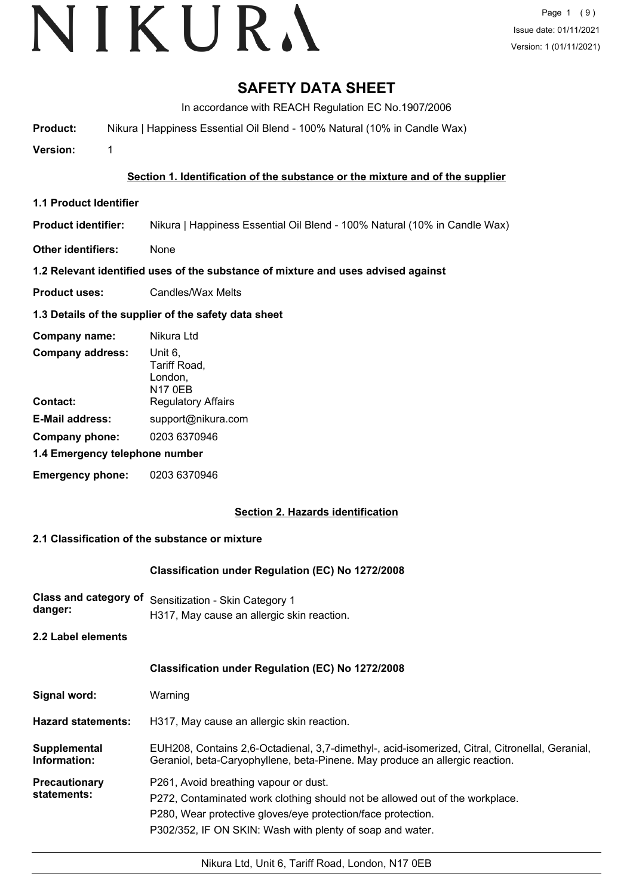# SAFETY DATA SHEET

In accordance with REACH Regulation EC No.1907/2006

**Product:** Nikura | Happiness Essential Oil Blend - 100% Natural (10% in Candle Wax)

**Version:** 1

## Section 1. Identification of the substance or the mixture and of the supplier

### 1.1 Product Identifier

**Product identifier:** Nikura | Happiness Essential Oil Blend - 100% Natural (10% in Candle Wax)

**Other identifiers:** None

### 1.2 Relevant identified uses of the substance of mixture and uses advised against

**Product uses:** Candles/Wax Melts

### 1.3 Details of the supplier of the safety data sheet

**Company name:** Nikura Ltd

**Company address:** Unit 6, Tariff Road, London, N17 0EB

**Contact:** Regulatory Affairs

**E-Mail address:** support@nikura.com

**Company phone:** 0203 6370946

### 1.4 Emergency telephone number

**Emergency phone:** 0203 6370946

## Section 2. Hazards identification

### 2.1 Classification of the substance or mixture

**Classification under Regulation (EC) No 1272/2008**

**Class and category of danger:** Sensitization - Skin Category 1
H317, May cause an allergic skin reaction.

### 2.2 Label elements

**Classification under Regulation (EC) No 1272/2008**

**Signal word:** Warning

**Hazard statements:** H317, May cause an allergic skin reaction.

**Supplemental Information:** EUH208, Contains 2,6-Octadienal, 3,7-dimethyl-, acid-isomerized, Citral, Citronellal, Geranial, Geraniol, beta-Caryophyllene, beta-Pinene. May produce an allergic reaction.

**Precautionary statements:**
P261, Avoid breathing vapour or dust.
P272, Contaminated work clothing should not be allowed out of the workplace.
P280, Wear protective gloves/eye protection/face protection.
P302/352, IF ON SKIN: Wash with plenty of soap and water.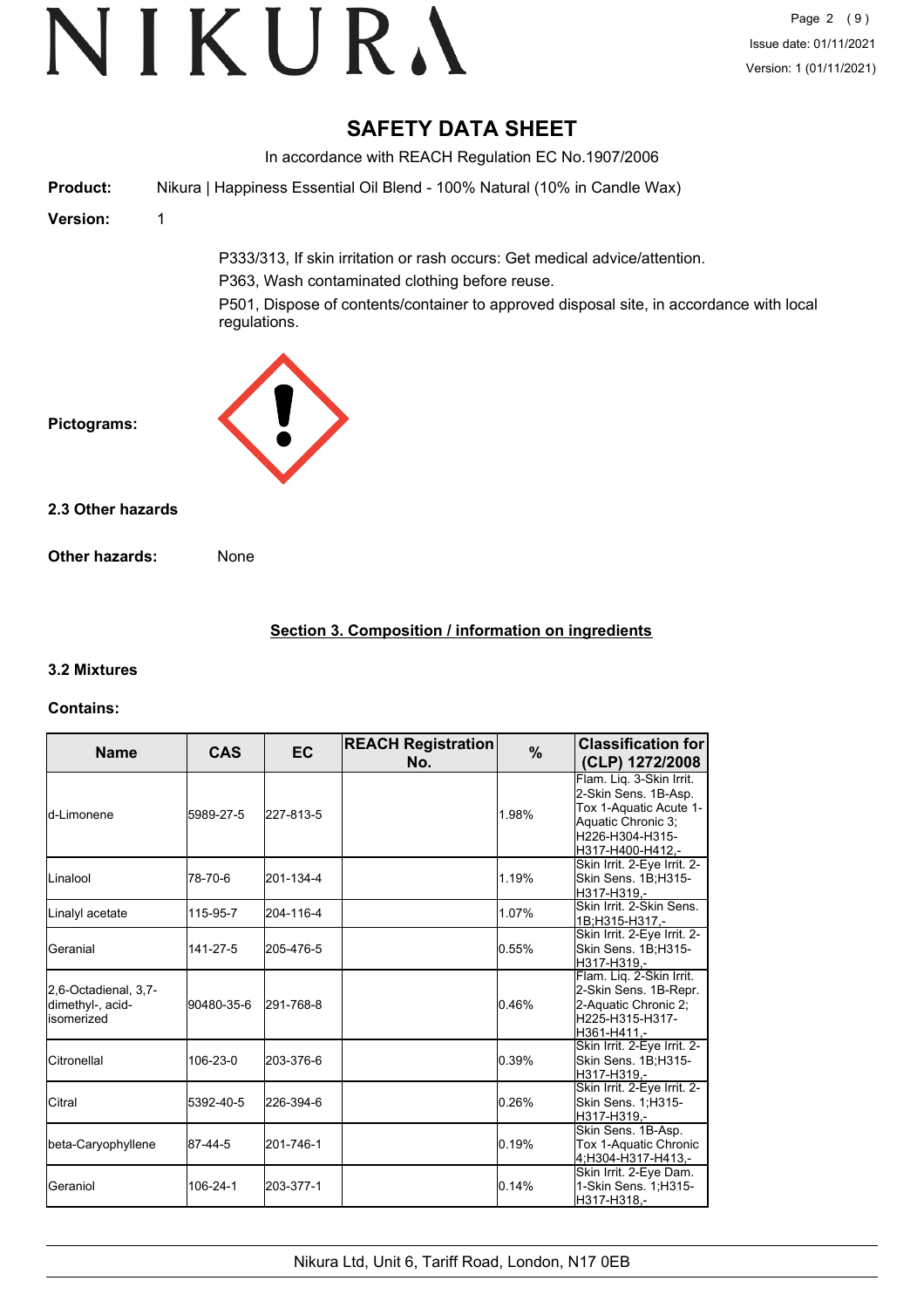# SAFETY DATA SHEET

In accordance with REACH Regulation EC No.1907/2006

**Product:** Nikura | Happiness Essential Oil Blend - 100% Natural (10% in Candle Wax)

**Version:** 1

P333/313, If skin irritation or rash occurs: Get medical advice/attention.

P363, Wash contaminated clothing before reuse.

P501, Dispose of contents/container to approved disposal site, in accordance with local regulations.

**Pictograms:**

### 2.3 Other hazards

**Other hazards:** None

## Section 3. Composition / information on ingredients

### 3.2 Mixtures

**Contains:**

| Name | CAS | EC | REACH Registration No. | % | Classification for (CLP) 1272/2008 |
|---|---|---|---|---|---|
| d-Limonene | 5989-27-5 | 227-813-5 | | 1.98% | Flam. Liq. 3-Skin Irrit. 2-Skin Sens. 1B-Asp. Tox 1-Aquatic Acute 1-Aquatic Chronic 3;H226-H304-H315-H317-H400-H412,- |
| Linalool | 78-70-6 | 201-134-4 | | 1.19% | Skin Irrit. 2-Eye Irrit. 2-Skin Sens. 1B;H315-H317-H319,- |
| Linalyl acetate | 115-95-7 | 204-116-4 | | 1.07% | Skin Irrit. 2-Skin Sens. 1B;H315-H317,- |
| Geranial | 141-27-5 | 205-476-5 | | 0.55% | Skin Irrit. 2-Eye Irrit. 2-Skin Sens. 1B;H315-H317-H319,- |
| 2,6-Octadienal, 3,7-dimethyl-, acid-isomerized | 90480-35-6 | 291-768-8 | | 0.46% | Flam. Liq. 2-Skin Irrit. 2-Skin Sens. 1B-Repr. 2-Aquatic Chronic 2;H225-H315-H317-H361-H411,- |
| Citronellal | 106-23-0 | 203-376-6 | | 0.39% | Skin Irrit. 2-Eye Irrit. 2-Skin Sens. 1B;H315-H317-H319,- |
| Citral | 5392-40-5 | 226-394-6 | | 0.26% | Skin Irrit. 2-Eye Irrit. 2-Skin Sens. 1;H315-H317-H319,- |
| beta-Caryophyllene | 87-44-5 | 201-746-1 | | 0.19% | Skin Sens. 1B-Asp. Tox 1-Aquatic Chronic 4;H304-H317-H413,- |
| Geraniol | 106-24-1 | 203-377-1 | | 0.14% | Skin Irrit. 2-Eye Dam. 1-Skin Sens. 1;H315-H317-H318,- |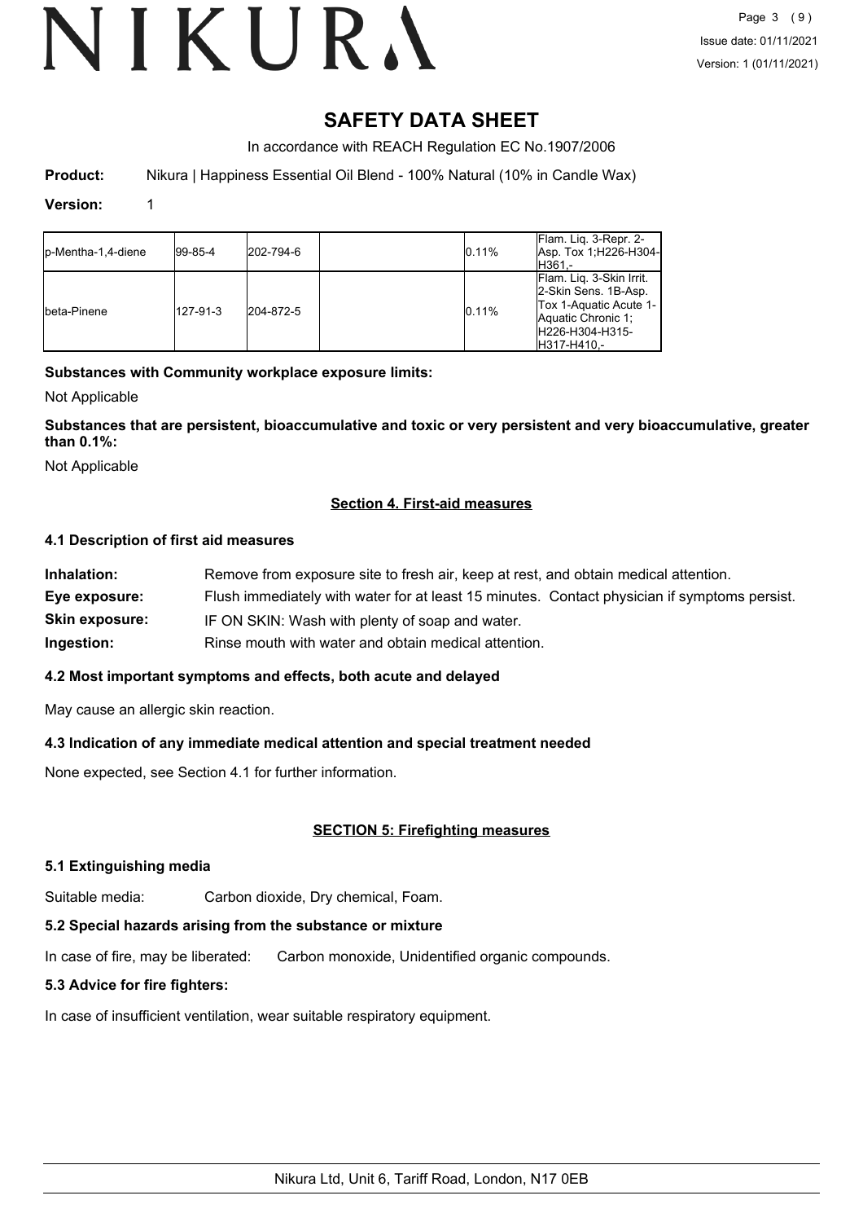# SAFETY DATA SHEET

In accordance with REACH Regulation EC No.1907/2006

**Product:** Nikura | Happiness Essential Oil Blend - 100% Natural (10% in Candle Wax)

**Version:** 1

| | | | | | |
|---|---|---|---|---|---|
| p-Mentha-1,4-diene | 99-85-4 | 202-794-6 | | 0.11% | Flam. Liq. 3-Repr. 2-Asp. Tox 1;H226-H304-H361,- |
| beta-Pinene | 127-91-3 | 204-872-5 | | 0.11% | Flam. Liq. 3-Skin Irrit. 2-Skin Sens. 1B-Asp. Tox 1-Aquatic Acute 1-Aquatic Chronic 1; H226-H304-H315-H317-H410,- |

**Substances with Community workplace exposure limits:**

Not Applicable

**Substances that are persistent, bioaccumulative and toxic or very persistent and very bioaccumulative, greater than 0.1%:**

Not Applicable

## Section 4. First-aid measures

### 4.1 Description of first aid measures

**Inhalation:** Remove from exposure site to fresh air, keep at rest, and obtain medical attention.

**Eye exposure:** Flush immediately with water for at least 15 minutes. Contact physician if symptoms persist.

**Skin exposure:** IF ON SKIN: Wash with plenty of soap and water.

**Ingestion:** Rinse mouth with water and obtain medical attention.

### 4.2 Most important symptoms and effects, both acute and delayed

May cause an allergic skin reaction.

### 4.3 Indication of any immediate medical attention and special treatment needed

None expected, see Section 4.1 for further information.

## SECTION 5: Firefighting measures

### 5.1 Extinguishing media

Suitable media: Carbon dioxide, Dry chemical, Foam.

### 5.2 Special hazards arising from the substance or mixture

In case of fire, may be liberated: Carbon monoxide, Unidentified organic compounds.

### 5.3 Advice for fire fighters:

In case of insufficient ventilation, wear suitable respiratory equipment.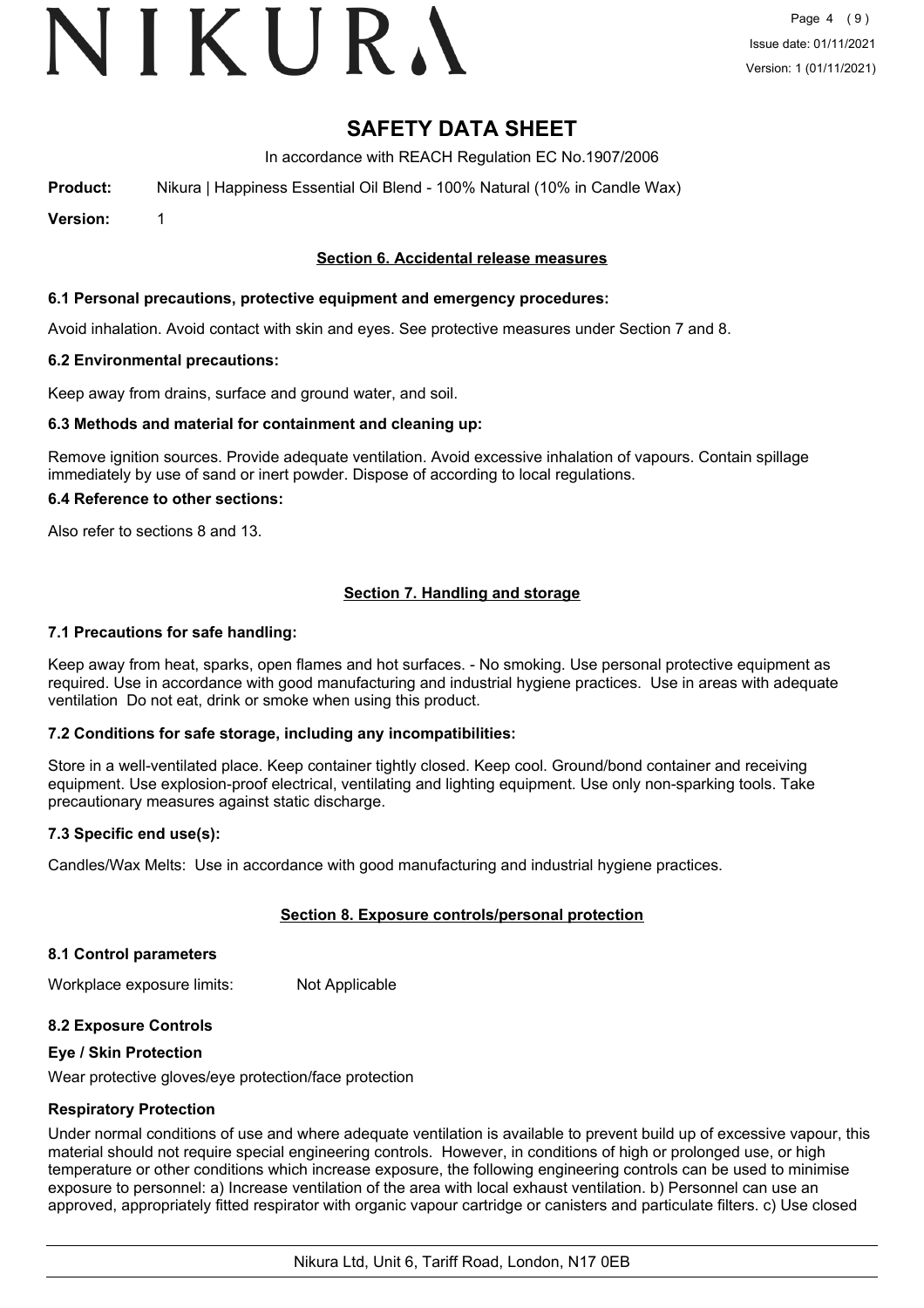# SAFETY DATA SHEET

In accordance with REACH Regulation EC No.1907/2006

**Product:** Nikura | Happiness Essential Oil Blend - 100% Natural (10% in Candle Wax)

**Version:** 1

## Section 6. Accidental release measures

### 6.1 Personal precautions, protective equipment and emergency procedures:

Avoid inhalation. Avoid contact with skin and eyes. See protective measures under Section 7 and 8.

### 6.2 Environmental precautions:

Keep away from drains, surface and ground water, and soil.

### 6.3 Methods and material for containment and cleaning up:

Remove ignition sources. Provide adequate ventilation. Avoid excessive inhalation of vapours. Contain spillage immediately by use of sand or inert powder. Dispose of according to local regulations.

### 6.4 Reference to other sections:

Also refer to sections 8 and 13.

## Section 7. Handling and storage

### 7.1 Precautions for safe handling:

Keep away from heat, sparks, open flames and hot surfaces. - No smoking. Use personal protective equipment as required. Use in accordance with good manufacturing and industrial hygiene practices. Use in areas with adequate ventilation Do not eat, drink or smoke when using this product.

### 7.2 Conditions for safe storage, including any incompatibilities:

Store in a well-ventilated place. Keep container tightly closed. Keep cool. Ground/bond container and receiving equipment. Use explosion-proof electrical, ventilating and lighting equipment. Use only non-sparking tools. Take precautionary measures against static discharge.

### 7.3 Specific end use(s):

Candles/Wax Melts: Use in accordance with good manufacturing and industrial hygiene practices.

## Section 8. Exposure controls/personal protection

### 8.1 Control parameters

Workplace exposure limits: Not Applicable

### 8.2 Exposure Controls

#### Eye / Skin Protection

Wear protective gloves/eye protection/face protection

#### Respiratory Protection

Under normal conditions of use and where adequate ventilation is available to prevent build up of excessive vapour, this material should not require special engineering controls. However, in conditions of high or prolonged use, or high temperature or other conditions which increase exposure, the following engineering controls can be used to minimise exposure to personnel: a) Increase ventilation of the area with local exhaust ventilation. b) Personnel can use an approved, appropriately fitted respirator with organic vapour cartridge or canisters and particulate filters. c) Use closed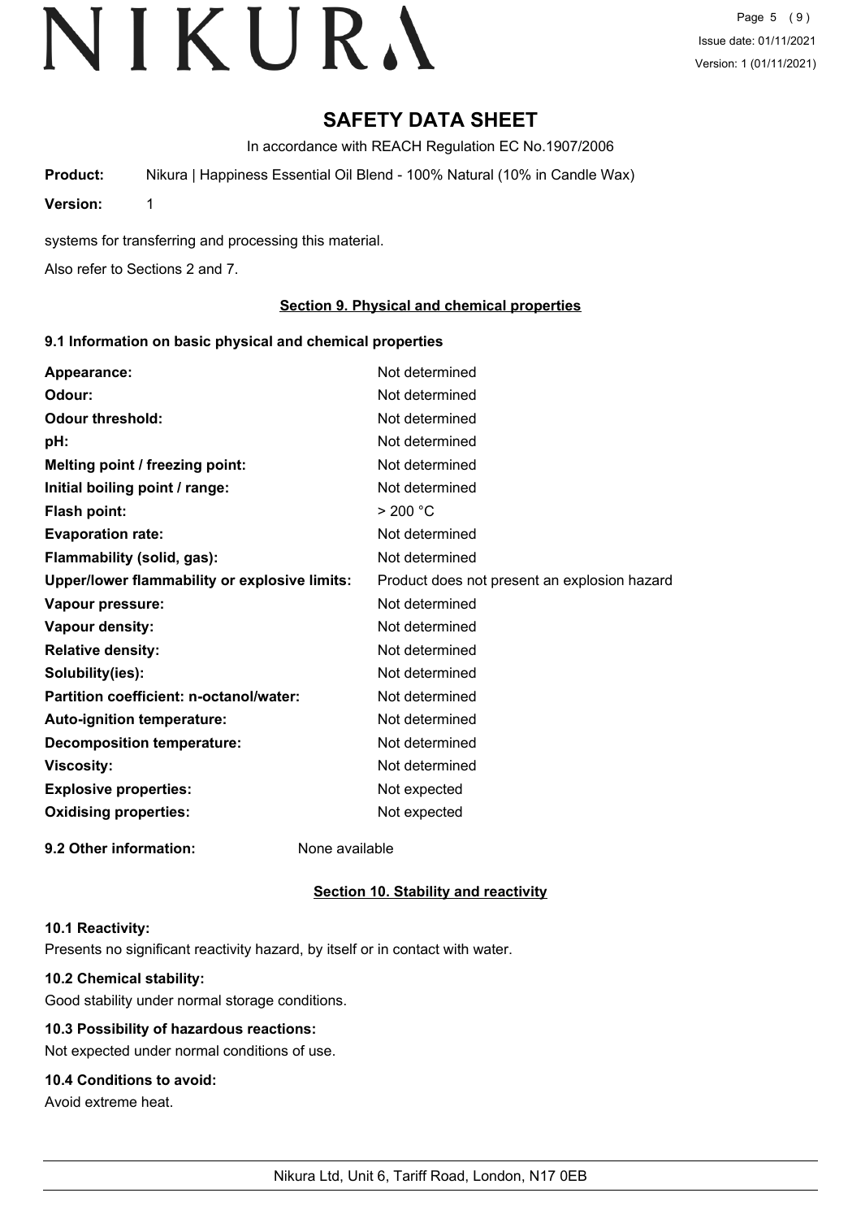# SAFETY DATA SHEET

In accordance with REACH Regulation EC No.1907/2006

**Product:** Nikura | Happiness Essential Oil Blend - 100% Natural (10% in Candle Wax)

**Version:** 1

systems for transferring and processing this material.

Also refer to Sections 2 and 7.

## Section 9. Physical and chemical properties

### 9.1 Information on basic physical and chemical properties

| | |
|---|---|
| **Appearance:** | Not determined |
| **Odour:** | Not determined |
| **Odour threshold:** | Not determined |
| **pH:** | Not determined |
| **Melting point / freezing point:** | Not determined |
| **Initial boiling point / range:** | Not determined |
| **Flash point:** | > 200 °C |
| **Evaporation rate:** | Not determined |
| **Flammability (solid, gas):** | Not determined |
| **Upper/lower flammability or explosive limits:** | Product does not present an explosion hazard |
| **Vapour pressure:** | Not determined |
| **Vapour density:** | Not determined |
| **Relative density:** | Not determined |
| **Solubility(ies):** | Not determined |
| **Partition coefficient: n-octanol/water:** | Not determined |
| **Auto-ignition temperature:** | Not determined |
| **Decomposition temperature:** | Not determined |
| **Viscosity:** | Not determined |
| **Explosive properties:** | Not expected |
| **Oxidising properties:** | Not expected |

**9.2 Other information:** None available

## Section 10. Stability and reactivity

### 10.1 Reactivity:

Presents no significant reactivity hazard, by itself or in contact with water.

### 10.2 Chemical stability:

Good stability under normal storage conditions.

### 10.3 Possibility of hazardous reactions:

Not expected under normal conditions of use.

### 10.4 Conditions to avoid:

Avoid extreme heat.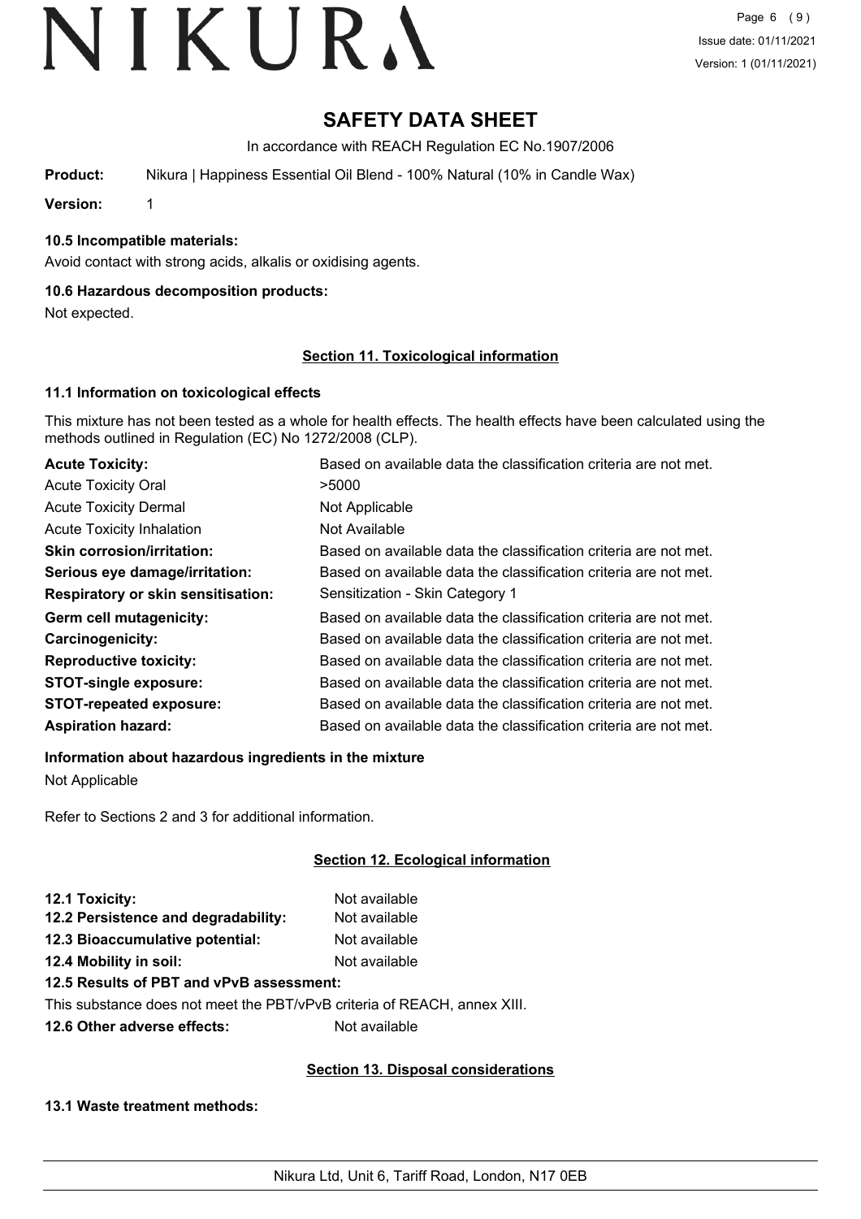# SAFETY DATA SHEET

In accordance with REACH Regulation EC No.1907/2006

**Product:** Nikura | Happiness Essential Oil Blend - 100% Natural (10% in Candle Wax)

**Version:** 1

### 10.5 Incompatible materials:

Avoid contact with strong acids, alkalis or oxidising agents.

### 10.6 Hazardous decomposition products:

Not expected.

## Section 11. Toxicological information

### 11.1 Information on toxicological effects

This mixture has not been tested as a whole for health effects. The health effects have been calculated using the methods outlined in Regulation (EC) No 1272/2008 (CLP).

| | |
|---|---|
| **Acute Toxicity:** | Based on available data the classification criteria are not met. |
| Acute Toxicity Oral | >5000 |
| Acute Toxicity Dermal | Not Applicable |
| Acute Toxicity Inhalation | Not Available |
| **Skin corrosion/irritation:** | Based on available data the classification criteria are not met. |
| **Serious eye damage/irritation:** | Based on available data the classification criteria are not met. |
| **Respiratory or skin sensitisation:** | Sensitization - Skin Category 1 |
| **Germ cell mutagenicity:** | Based on available data the classification criteria are not met. |
| **Carcinogenicity:** | Based on available data the classification criteria are not met. |
| **Reproductive toxicity:** | Based on available data the classification criteria are not met. |
| **STOT-single exposure:** | Based on available data the classification criteria are not met. |
| **STOT-repeated exposure:** | Based on available data the classification criteria are not met. |
| **Aspiration hazard:** | Based on available data the classification criteria are not met. |

**Information about hazardous ingredients in the mixture**

Not Applicable

Refer to Sections 2 and 3 for additional information.

## Section 12. Ecological information

| | |
|---|---|
| **12.1 Toxicity:** | Not available |
| **12.2 Persistence and degradability:** | Not available |
| **12.3 Bioaccumulative potential:** | Not available |
| **12.4 Mobility in soil:** | Not available |

**12.5 Results of PBT and vPvB assessment:**

This substance does not meet the PBT/vPvB criteria of REACH, annex XIII.

**12.6 Other adverse effects:** Not available

## Section 13. Disposal considerations

### 13.1 Waste treatment methods: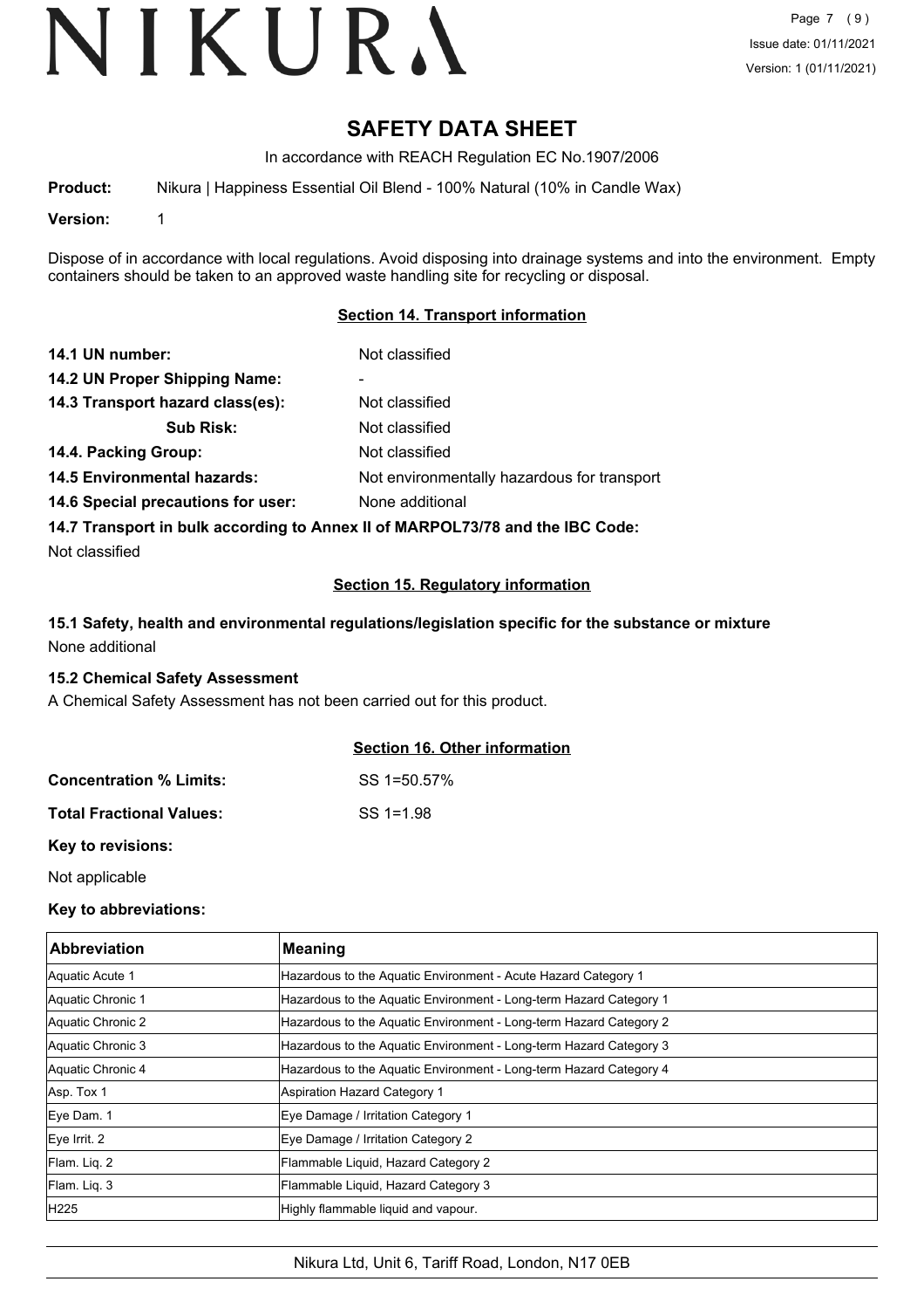# SAFETY DATA SHEET

In accordance with REACH Regulation EC No.1907/2006

**Product:** Nikura | Happiness Essential Oil Blend - 100% Natural (10% in Candle Wax)

**Version:** 1

Dispose of in accordance with local regulations. Avoid disposing into drainage systems and into the environment. Empty containers should be taken to an approved waste handling site for recycling or disposal.

## Section 14. Transport information

**14.1 UN number:** Not classified

**14.2 UN Proper Shipping Name:** -

**14.3 Transport hazard class(es):** Not classified

**Sub Risk:** Not classified

**14.4. Packing Group:** Not classified

**14.5 Environmental hazards:** Not environmentally hazardous for transport

**14.6 Special precautions for user:** None additional

**14.7 Transport in bulk according to Annex II of MARPOL73/78 and the IBC Code:**

Not classified

## Section 15. Regulatory information

**15.1 Safety, health and environmental regulations/legislation specific for the substance or mixture**

None additional

**15.2 Chemical Safety Assessment**

A Chemical Safety Assessment has not been carried out for this product.

## Section 16. Other information

**Concentration % Limits:** SS 1=50.57%

**Total Fractional Values:** SS 1=1.98

**Key to revisions:**

Not applicable

**Key to abbreviations:**

| Abbreviation | Meaning |
|---|---|
| Aquatic Acute 1 | Hazardous to the Aquatic Environment - Acute Hazard Category 1 |
| Aquatic Chronic 1 | Hazardous to the Aquatic Environment - Long-term Hazard Category 1 |
| Aquatic Chronic 2 | Hazardous to the Aquatic Environment - Long-term Hazard Category 2 |
| Aquatic Chronic 3 | Hazardous to the Aquatic Environment - Long-term Hazard Category 3 |
| Aquatic Chronic 4 | Hazardous to the Aquatic Environment - Long-term Hazard Category 4 |
| Asp. Tox 1 | Aspiration Hazard Category 1 |
| Eye Dam. 1 | Eye Damage / Irritation Category 1 |
| Eye Irrit. 2 | Eye Damage / Irritation Category 2 |
| Flam. Liq. 2 | Flammable Liquid, Hazard Category 2 |
| Flam. Liq. 3 | Flammable Liquid, Hazard Category 3 |
| H225 | Highly flammable liquid and vapour. |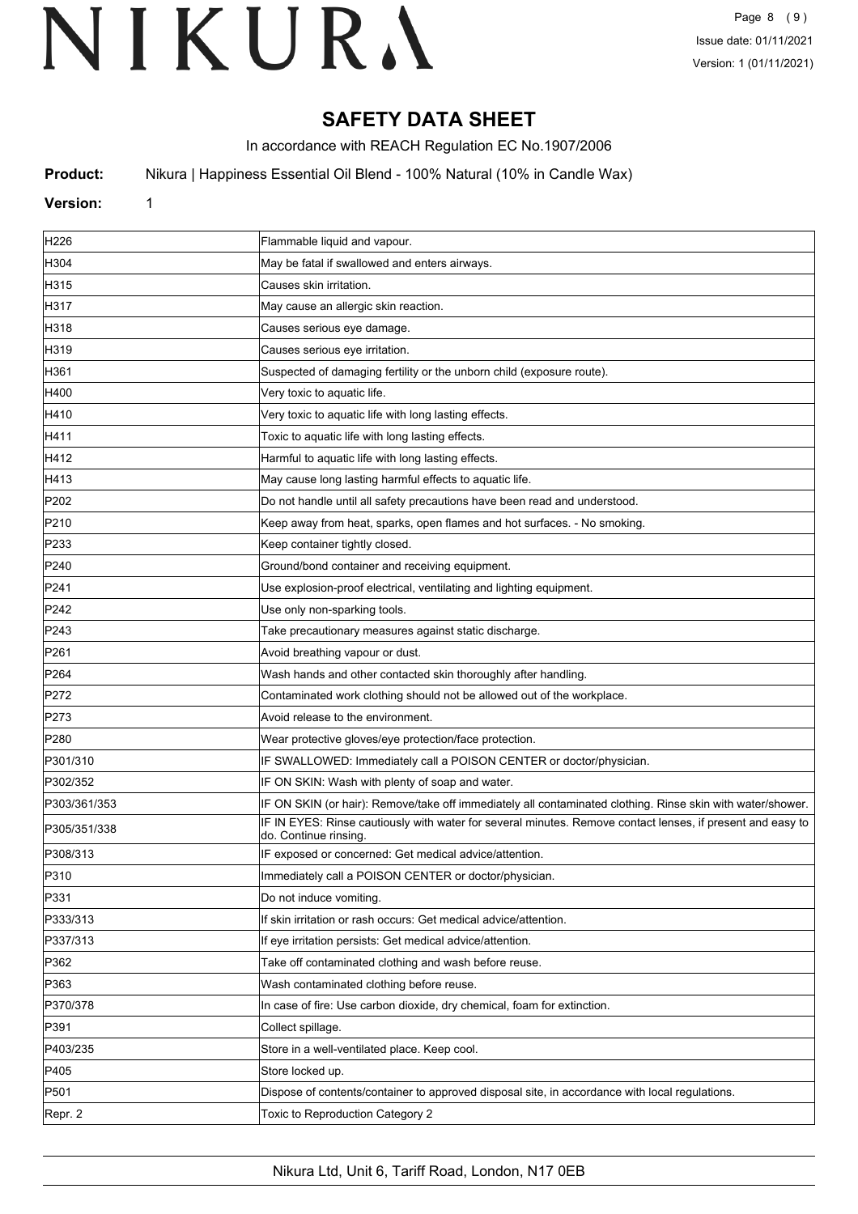# SAFETY DATA SHEET

In accordance with REACH Regulation EC No.1907/2006

**Product:** Nikura | Happiness Essential Oil Blend - 100% Natural (10% in Candle Wax)

**Version:** 1

| | |
|---|---|
| H226 | Flammable liquid and vapour. |
| H304 | May be fatal if swallowed and enters airways. |
| H315 | Causes skin irritation. |
| H317 | May cause an allergic skin reaction. |
| H318 | Causes serious eye damage. |
| H319 | Causes serious eye irritation. |
| H361 | Suspected of damaging fertility or the unborn child (exposure route). |
| H400 | Very toxic to aquatic life. |
| H410 | Very toxic to aquatic life with long lasting effects. |
| H411 | Toxic to aquatic life with long lasting effects. |
| H412 | Harmful to aquatic life with long lasting effects. |
| H413 | May cause long lasting harmful effects to aquatic life. |
| P202 | Do not handle until all safety precautions have been read and understood. |
| P210 | Keep away from heat, sparks, open flames and hot surfaces. - No smoking. |
| P233 | Keep container tightly closed. |
| P240 | Ground/bond container and receiving equipment. |
| P241 | Use explosion-proof electrical, ventilating and lighting equipment. |
| P242 | Use only non-sparking tools. |
| P243 | Take precautionary measures against static discharge. |
| P261 | Avoid breathing vapour or dust. |
| P264 | Wash hands and other contacted skin thoroughly after handling. |
| P272 | Contaminated work clothing should not be allowed out of the workplace. |
| P273 | Avoid release to the environment. |
| P280 | Wear protective gloves/eye protection/face protection. |
| P301/310 | IF SWALLOWED: Immediately call a POISON CENTER or doctor/physician. |
| P302/352 | IF ON SKIN: Wash with plenty of soap and water. |
| P303/361/353 | IF ON SKIN (or hair): Remove/take off immediately all contaminated clothing. Rinse skin with water/shower. |
| P305/351/338 | IF IN EYES: Rinse cautiously with water for several minutes. Remove contact lenses, if present and easy to do. Continue rinsing. |
| P308/313 | IF exposed or concerned: Get medical advice/attention. |
| P310 | Immediately call a POISON CENTER or doctor/physician. |
| P331 | Do not induce vomiting. |
| P333/313 | If skin irritation or rash occurs: Get medical advice/attention. |
| P337/313 | If eye irritation persists: Get medical advice/attention. |
| P362 | Take off contaminated clothing and wash before reuse. |
| P363 | Wash contaminated clothing before reuse. |
| P370/378 | In case of fire: Use carbon dioxide, dry chemical, foam for extinction. |
| P391 | Collect spillage. |
| P403/235 | Store in a well-ventilated place. Keep cool. |
| P405 | Store locked up. |
| P501 | Dispose of contents/container to approved disposal site, in accordance with local regulations. |
| Repr. 2 | Toxic to Reproduction Category 2 |

Nikura Ltd, Unit 6, Tariff Road, London, N17 0EB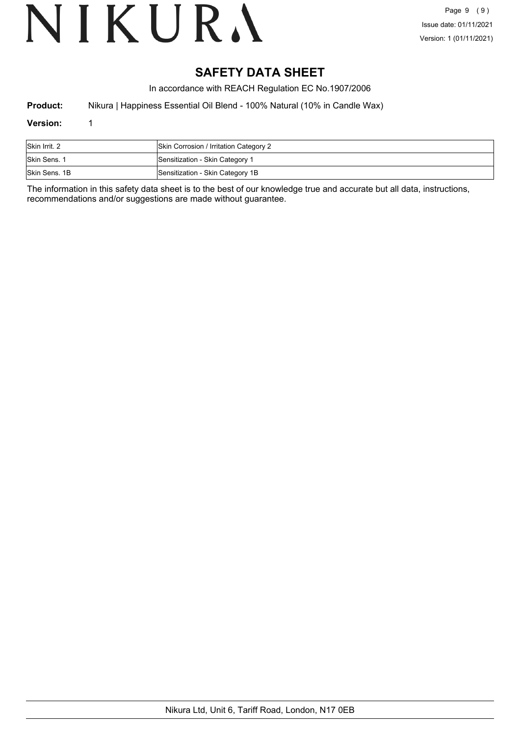| | |
|---|---|
| Skin Irrit. 2 | Skin Corrosion / Irritation Category 2 |
| Skin Sens. 1 | Sensitization - Skin Category 1 |
| Skin Sens. 1B | Sensitization - Skin Category 1B |

The information in this safety data sheet is to the best of our knowledge true and accurate but all data, instructions, recommendations and/or suggestions are made without guarantee.